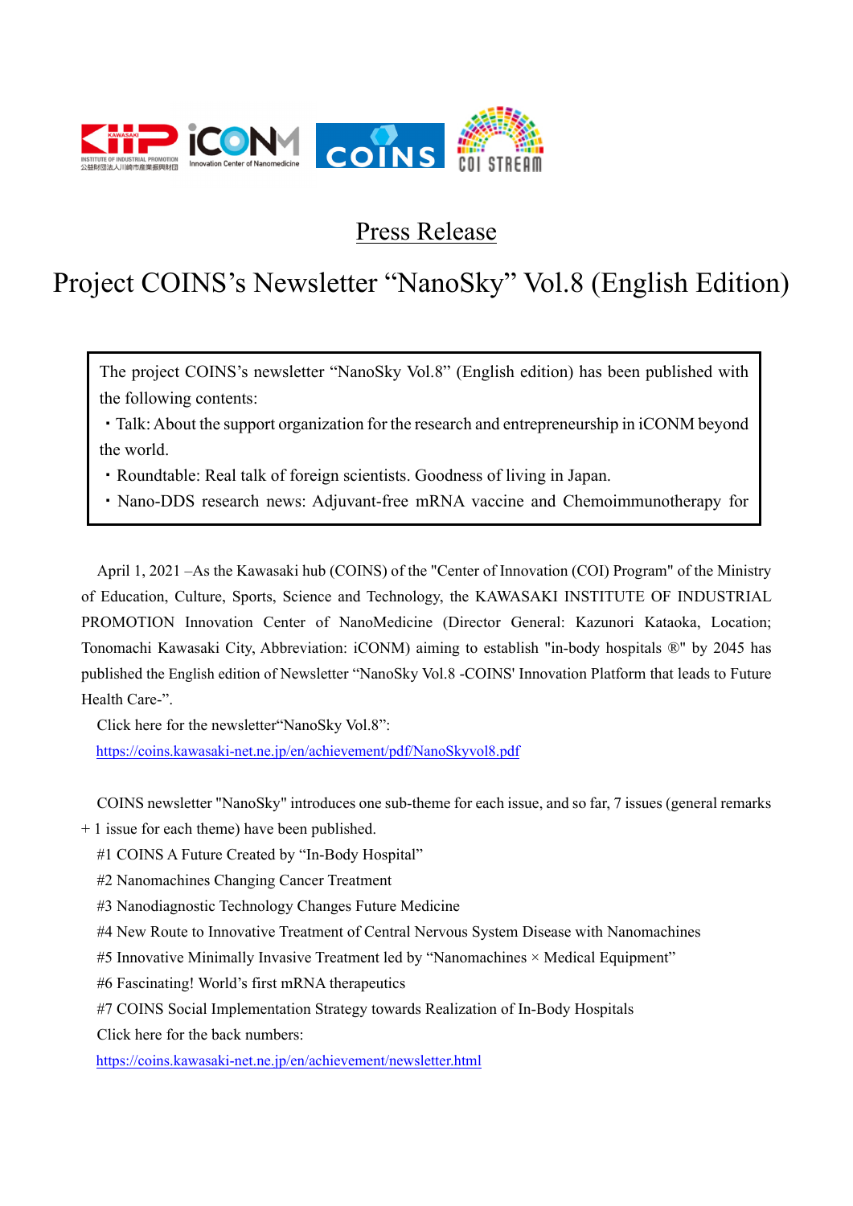# Press Release

# Project COINS's Newsletter "NanoSky" Vol.8 (English Edition)

The project COINS's newsletter "NanoSky Vol.8" (English edition) has been published with the following contents:

・Talk: About the support organization for the research and entrepreneurship in iCONM beyond the world.

・Roundtable: Real talk of foreign scientists. Goodness of living in Japan.

・Nano-DDS research news: Adjuvant-free mRNA vaccine and Chemoimmunotherapy for

April 1, 2021 –As the Kawasaki hub (COINS) of the "Center of Innovation (COI) Program" of the Ministry of Education, Culture, Sports, Science and Technology, the KAWASAKI INSTITUTE OF INDUSTRIAL PROMOTION Innovation Center of NanoMedicine (Director General: Kazunori Kataoka, Location; Tonomachi Kawasaki City, Abbreviation: iCONM) aiming to establish "in-body hospitals ®" by 2045 has published the English edition of Newsletter "NanoSky Vol.8 -COINS' Innovation Platform that leads to Future Health Care-".

Click here for the newsletter"NanoSky Vol.8":

https://coins.kawasaki-net.ne.jp/en/achievement/pdf/NanoSkyvol8.pdf

COINS newsletter "NanoSky" introduces one sub-theme for each issue, and so far, 7 issues (general remarks + 1 issue for each theme) have been published.

#1 COINS A Future Created by "In-Body Hospital"

#2 Nanomachines Changing Cancer Treatment

#3 Nanodiagnostic Technology Changes Future Medicine

#4 New Route to Innovative Treatment of Central Nervous System Disease with Nanomachines

#5 Innovative Minimally Invasive Treatment led by "Nanomachines × Medical Equipment"

#6 Fascinating! World's first mRNA therapeutics

#7 COINS Social Implementation Strategy towards Realization of In-Body Hospitals

Click here for the back numbers:

https://coins.kawasaki-net.ne.jp/en/achievement/newsletter.html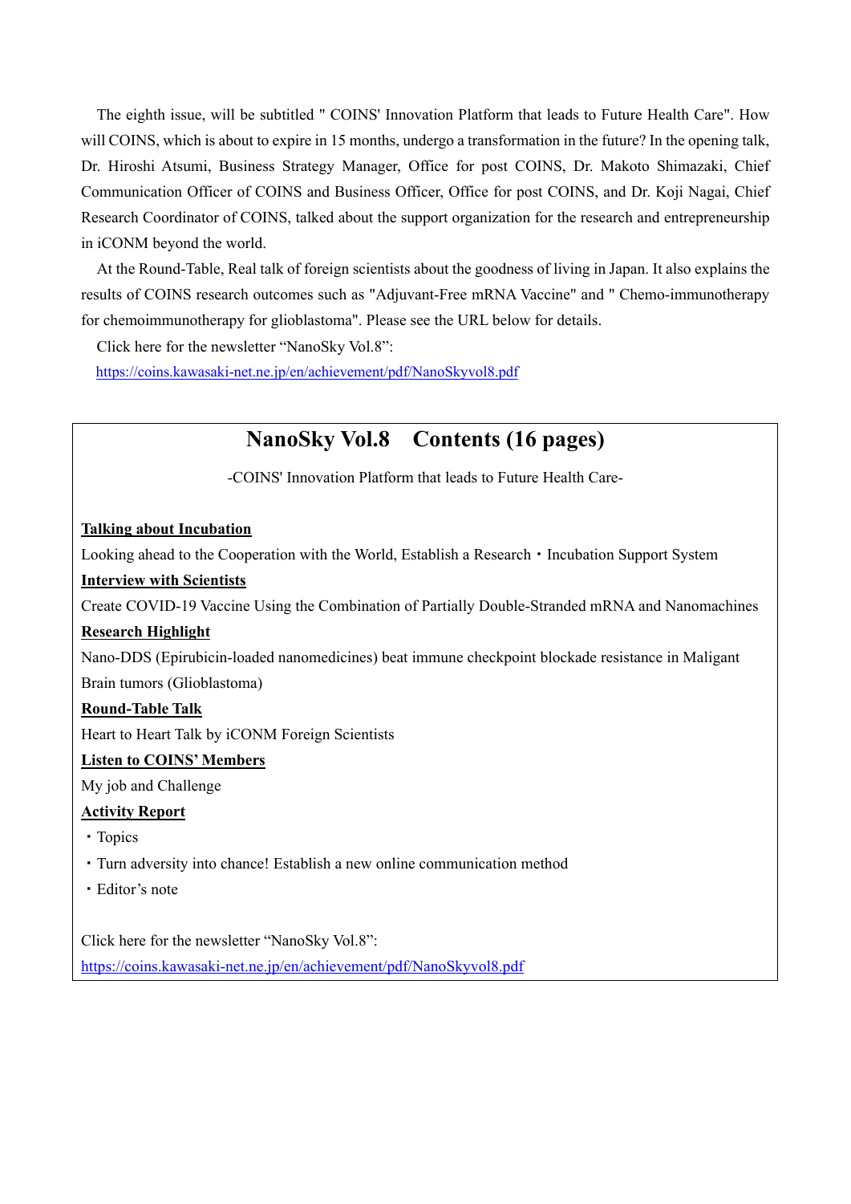The eighth issue, will be subtitled " COINS' Innovation Platform that leads to Future Health Care". How will COINS, which is about to expire in 15 months, undergo a transformation in the future? In the opening talk, Dr. Hiroshi Atsumi, Business Strategy Manager, Office for post COINS, Dr. Makoto Shimazaki, Chief Communication Officer of COINS and Business Officer, Office for post COINS, and Dr. Koji Nagai, Chief Research Coordinator of COINS, talked about the support organization for the research and entrepreneurship in iCONM beyond the world.

At the Round-Table, Real talk of foreign scientists about the goodness of living in Japan. It also explains the results of COINS research outcomes such as "Adjuvant-Free mRNA Vaccine" and " Chemo-immunotherapy for chemoimmunotherapy for glioblastoma". Please see the URL below for details.

Click here for the newsletter “NanoSky Vol.8”:
https://coins.kawasaki-net.ne.jp/en/achievement/pdf/NanoSkyvol8.pdf

## NanoSky Vol.8　Contents (16 pages)

-COINS' Innovation Platform that leads to Future Health Care-

**Talking about Incubation**

Looking ahead to the Cooperation with the World, Establish a Research・Incubation Support System

**Interview with Scientists**

Create COVID-19 Vaccine Using the Combination of Partially Double-Stranded mRNA and Nanomachines

**Research Highlight**

Nano-DDS (Epirubicin-loaded nanomedicines) beat immune checkpoint blockade resistance in Maligant Brain tumors (Glioblastoma)

**Round-Table Talk**

Heart to Heart Talk by iCONM Foreign Scientists

**Listen to COINS’ Members**

My job and Challenge

**Activity Report**

・Topics
・Turn adversity into chance! Establish a new online communication method
・Editor’s note

Click here for the newsletter “NanoSky Vol.8”:
https://coins.kawasaki-net.ne.jp/en/achievement/pdf/NanoSkyvol8.pdf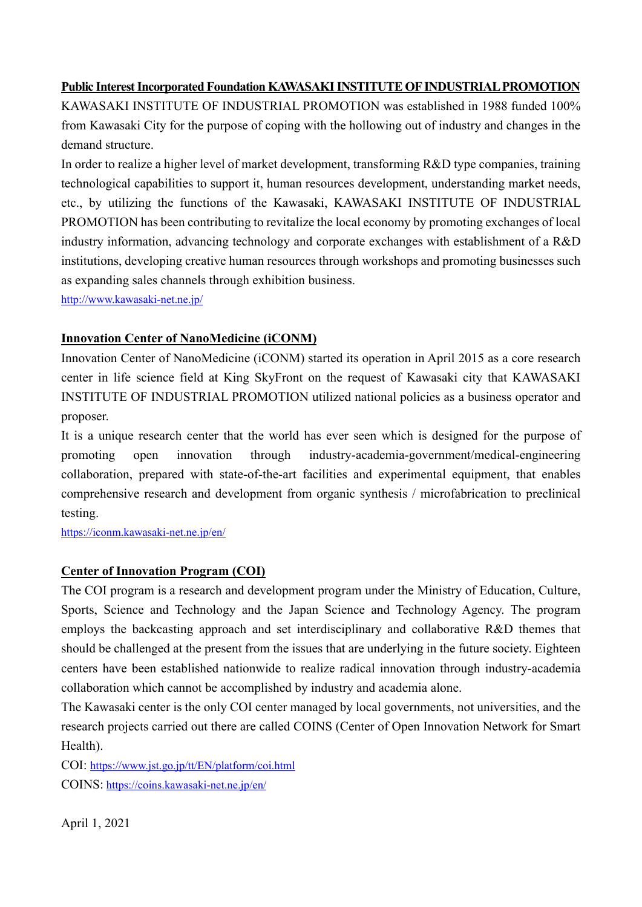**Public Interest Incorporated Foundation KAWASAKI INSTITUTE OF INDUSTRIAL PROMOTION**

KAWASAKI INSTITUTE OF INDUSTRIAL PROMOTION was established in 1988 funded 100% from Kawasaki City for the purpose of coping with the hollowing out of industry and changes in the demand structure.

In order to realize a higher level of market development, transforming R&D type companies, training technological capabilities to support it, human resources development, understanding market needs, etc., by utilizing the functions of the Kawasaki, KAWASAKI INSTITUTE OF INDUSTRIAL PROMOTION has been contributing to revitalize the local economy by promoting exchanges of local industry information, advancing technology and corporate exchanges with establishment of a R&D institutions, developing creative human resources through workshops and promoting businesses such as expanding sales channels through exhibition business.

http://www.kawasaki-net.ne.jp/

**Innovation Center of NanoMedicine (iCONM)**

Innovation Center of NanoMedicine (iCONM) started its operation in April 2015 as a core research center in life science field at King SkyFront on the request of Kawasaki city that KAWASAKI INSTITUTE OF INDUSTRIAL PROMOTION utilized national policies as a business operator and proposer.

It is a unique research center that the world has ever seen which is designed for the purpose of promoting open innovation through industry-academia-government/medical-engineering collaboration, prepared with state-of-the-art facilities and experimental equipment, that enables comprehensive research and development from organic synthesis / microfabrication to preclinical testing.

https://iconm.kawasaki-net.ne.jp/en/

**Center of Innovation Program (COI)**

The COI program is a research and development program under the Ministry of Education, Culture, Sports, Science and Technology and the Japan Science and Technology Agency. The program employs the backcasting approach and set interdisciplinary and collaborative R&D themes that should be challenged at the present from the issues that are underlying in the future society. Eighteen centers have been established nationwide to realize radical innovation through industry-academia collaboration which cannot be accomplished by industry and academia alone.

The Kawasaki center is the only COI center managed by local governments, not universities, and the research projects carried out there are called COINS (Center of Open Innovation Network for Smart Health).

COI: https://www.jst.go.jp/tt/EN/platform/coi.html

COINS: https://coins.kawasaki-net.ne.jp/en/

April 1, 2021